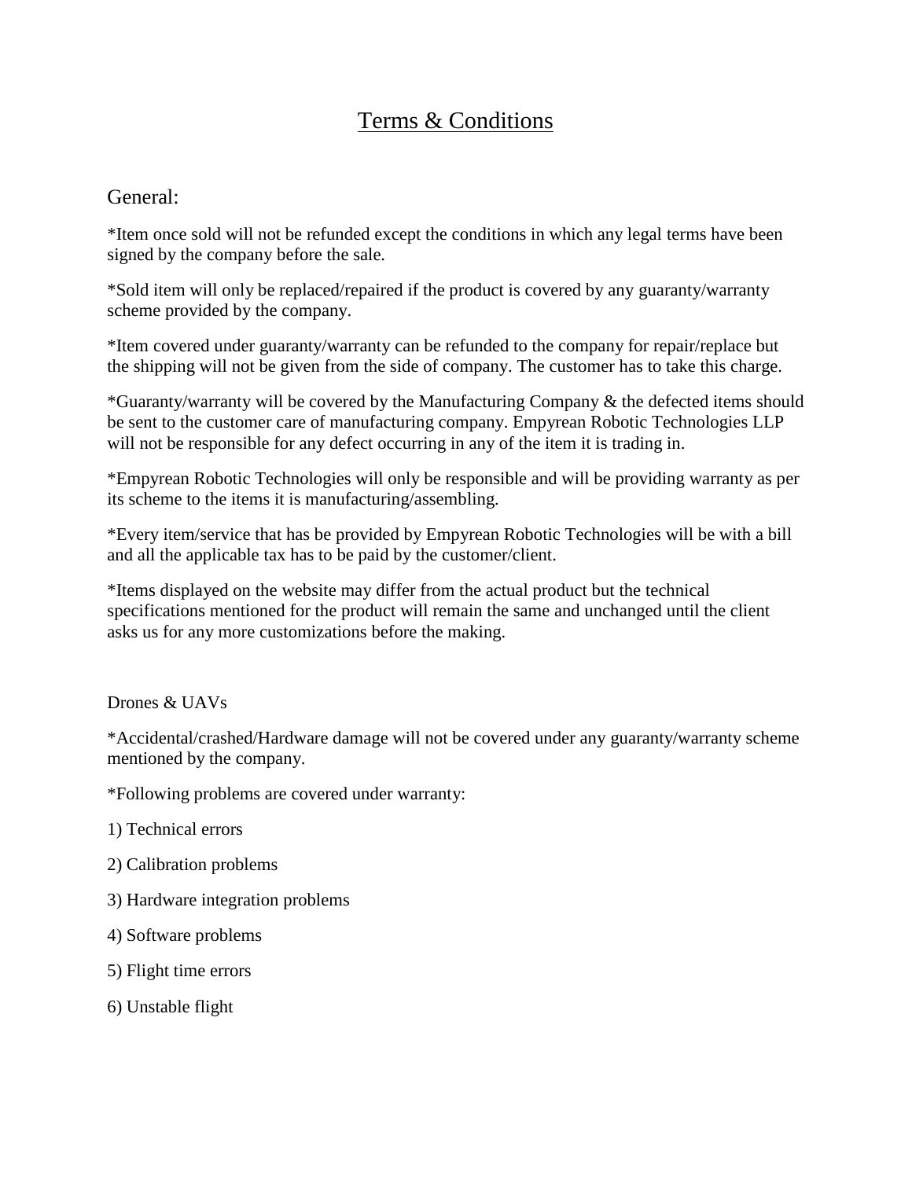# Terms & Conditions

## General:

*Item once sold will not be refunded except the conditions in which any legal terms have been signed by the company before the sale.

*Sold item will only be replaced/repaired if the product is covered by any guaranty/warranty scheme provided by the company.

*Item covered under guaranty/warranty can be refunded to the company for repair/replace but the shipping will not be given from the side of company. The customer has to take this charge.

*Guaranty/warranty will be covered by the Manufacturing Company & the defected items should be sent to the customer care of manufacturing company. Empyrean Robotic Technologies LLP will not be responsible for any defect occurring in any of the item it is trading in.

*Empyrean Robotic Technologies will only be responsible and will be providing warranty as per its scheme to the items it is manufacturing/assembling.

*Every item/service that has be provided by Empyrean Robotic Technologies will be with a bill and all the applicable tax has to be paid by the customer/client.

*Items displayed on the website may differ from the actual product but the technical specifications mentioned for the product will remain the same and unchanged until the client asks us for any more customizations before the making.

### Drones & UAVs

*Accidental/crashed/Hardware damage will not be covered under any guaranty/warranty scheme mentioned by the company.

*Following problems are covered under warranty:

1) Technical errors

2) Calibration problems

3) Hardware integration problems

4) Software problems

5) Flight time errors

6) Unstable flight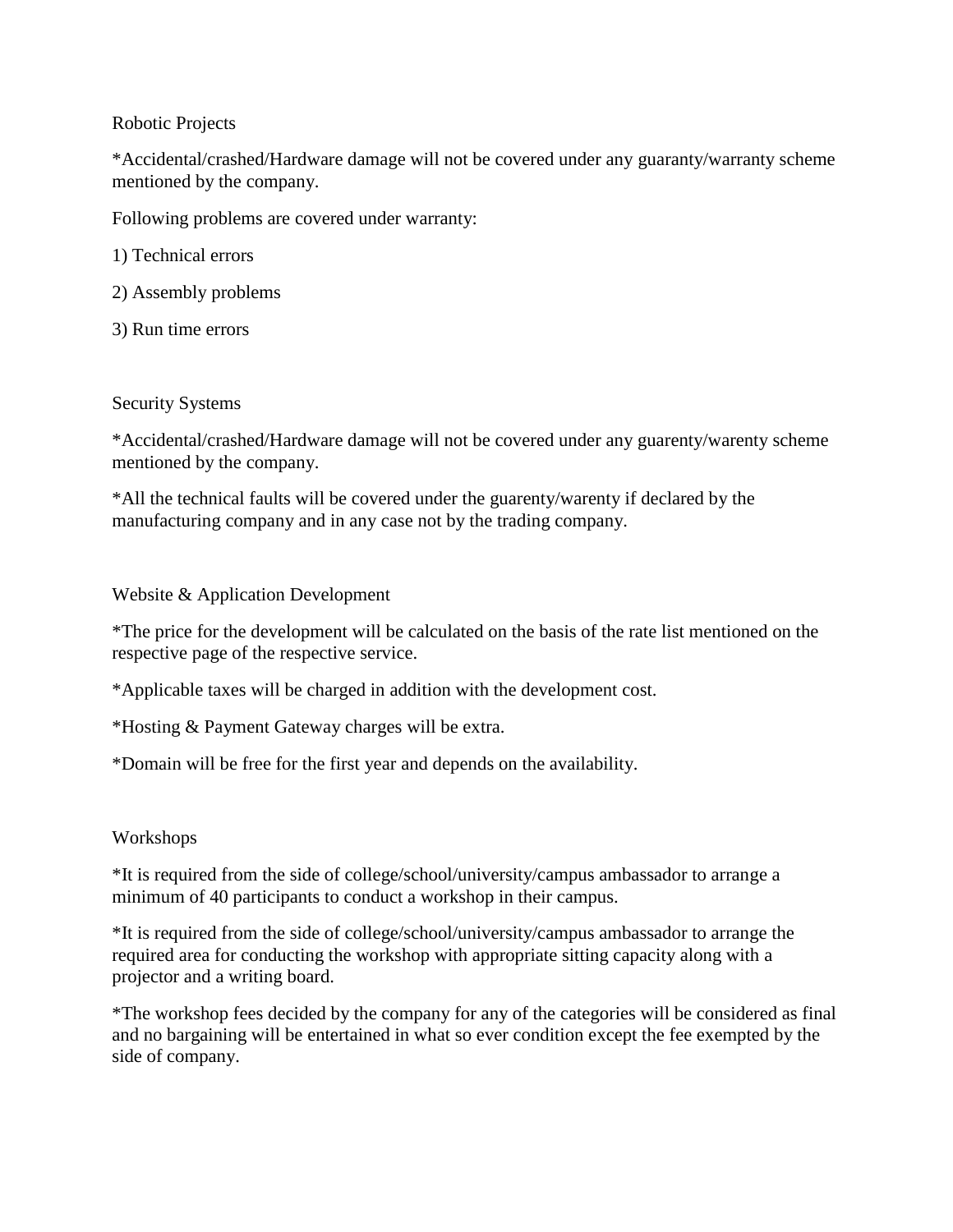## Robotic Projects

*Accidental/crashed/Hardware damage will not be covered under any guaranty/warranty scheme mentioned by the company.

Following problems are covered under warranty:

1) Technical errors

2) Assembly problems

3) Run time errors

## Security Systems

*Accidental/crashed/Hardware damage will not be covered under any guarenty/warenty scheme mentioned by the company.

*All the technical faults will be covered under the guarenty/warenty if declared by the manufacturing company and in any case not by the trading company.

## Website & Application Development

*The price for the development will be calculated on the basis of the rate list mentioned on the respective page of the respective service.

*Applicable taxes will be charged in addition with the development cost.

*Hosting & Payment Gateway charges will be extra.

*Domain will be free for the first year and depends on the availability.

## Workshops

*It is required from the side of college/school/university/campus ambassador to arrange a minimum of 40 participants to conduct a workshop in their campus.

*It is required from the side of college/school/university/campus ambassador to arrange the required area for conducting the workshop with appropriate sitting capacity along with a projector and a writing board.

*The workshop fees decided by the company for any of the categories will be considered as final and no bargaining will be entertained in what so ever condition except the fee exempted by the side of company.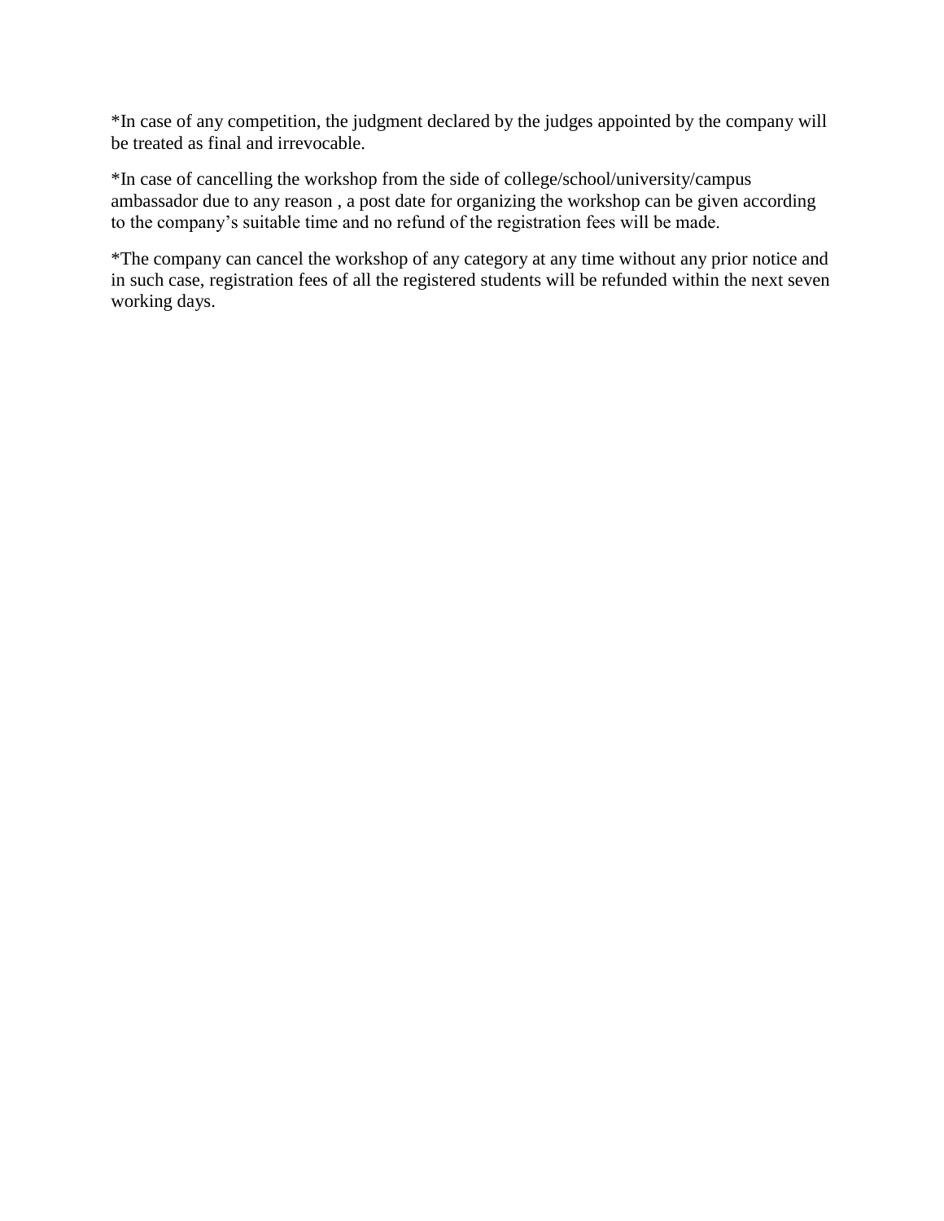*In case of any competition, the judgment declared by the judges appointed by the company will be treated as final and irrevocable.

*In case of cancelling the workshop from the side of college/school/university/campus ambassador due to any reason , a post date for organizing the workshop can be given according to the company's suitable time and no refund of the registration fees will be made.

*The company can cancel the workshop of any category at any time without any prior notice and in such case, registration fees of all the registered students will be refunded within the next seven working days.